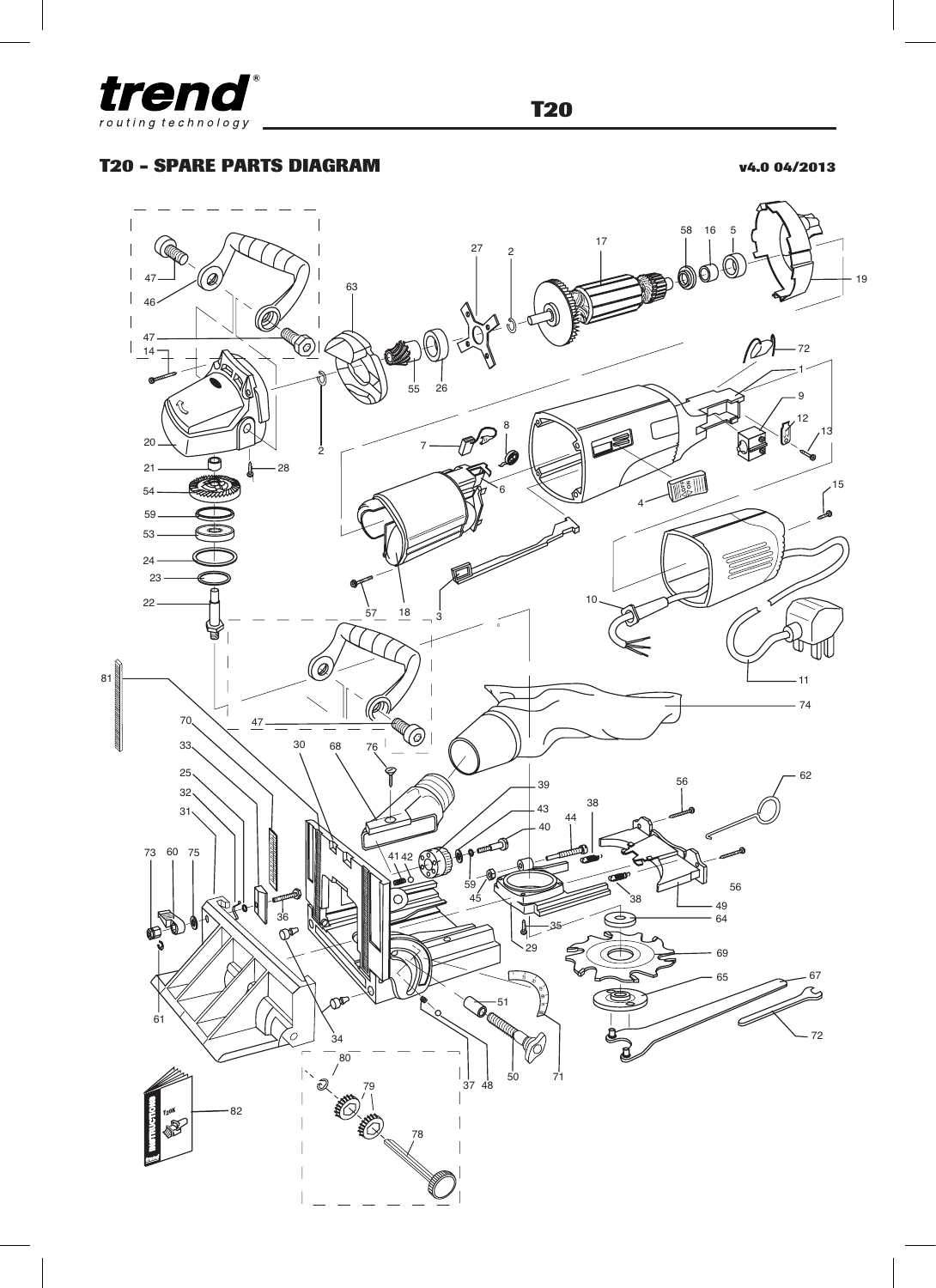## T20 – SPARE PARTS DIAGRAM

v4.0 04/2013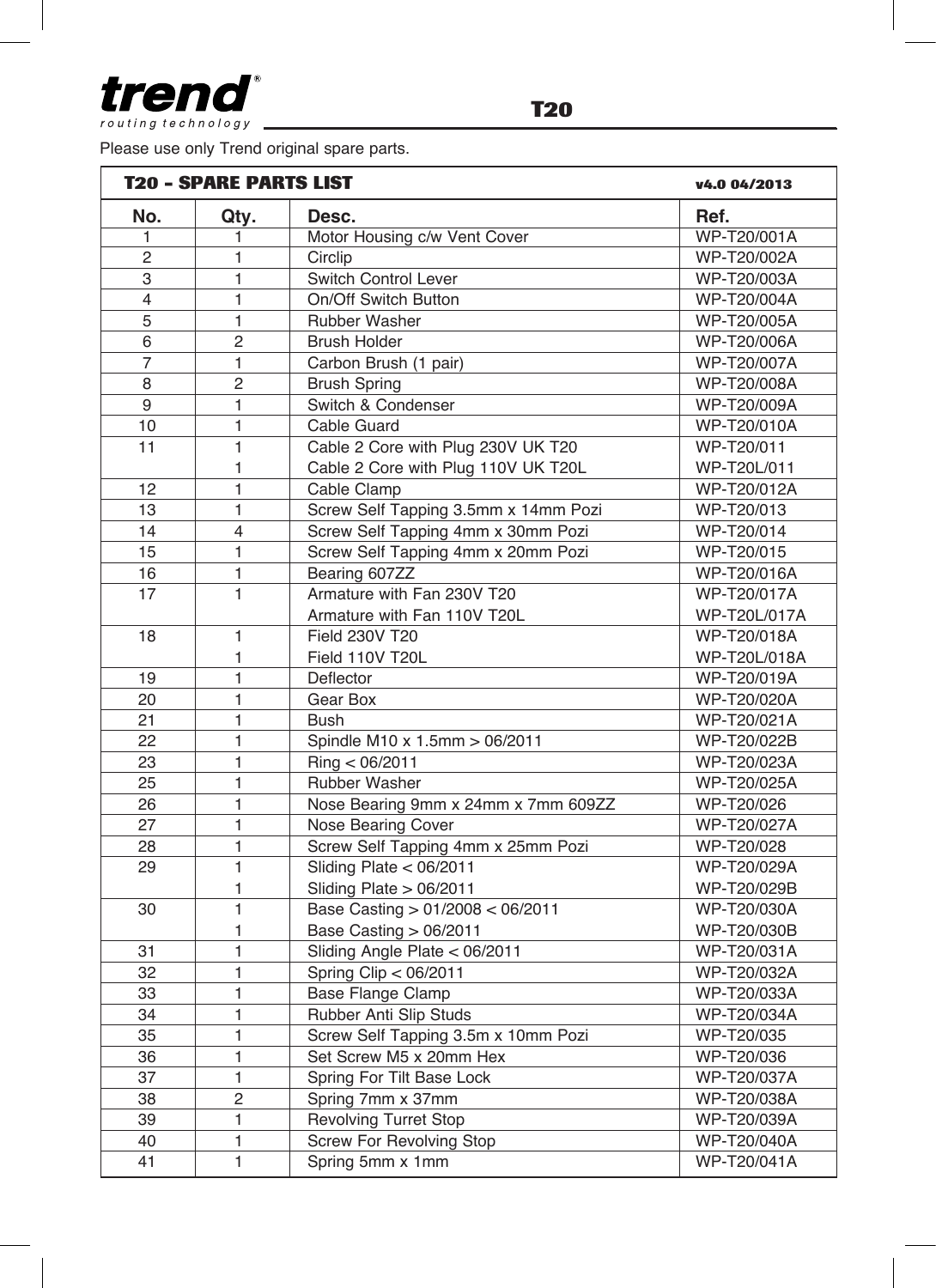Please use only Trend original spare parts.

## T20 - SPARE PARTS LIST

v4.0 04/2013

| No. | Qty. | Desc. | Ref. |
|---|---|---|---|
| 1 | 1 | Motor Housing c/w Vent Cover | WP-T20/001A |
| 2 | 1 | Circlip | WP-T20/002A |
| 3 | 1 | Switch Control Lever | WP-T20/003A |
| 4 | 1 | On/Off Switch Button | WP-T20/004A |
| 5 | 1 | Rubber Washer | WP-T20/005A |
| 6 | 2 | Brush Holder | WP-T20/006A |
| 7 | 1 | Carbon Brush (1 pair) | WP-T20/007A |
| 8 | 2 | Brush Spring | WP-T20/008A |
| 9 | 1 | Switch & Condenser | WP-T20/009A |
| 10 | 1 | Cable Guard | WP-T20/010A |
| 11 | 1 | Cable 2 Core with Plug 230V UK T20 | WP-T20/011 |
| | 1 | Cable 2 Core with Plug 110V UK T20L | WP-T20L/011 |
| 12 | 1 | Cable Clamp | WP-T20/012A |
| 13 | 1 | Screw Self Tapping 3.5mm x 14mm Pozi | WP-T20/013 |
| 14 | 4 | Screw Self Tapping 4mm x 30mm Pozi | WP-T20/014 |
| 15 | 1 | Screw Self Tapping 4mm x 20mm Pozi | WP-T20/015 |
| 16 | 1 | Bearing 607ZZ | WP-T20/016A |
| 17 | 1 | Armature with Fan 230V T20 | WP-T20/017A |
| | | Armature with Fan 110V T20L | WP-T20L/017A |
| 18 | 1 | Field 230V T20 | WP-T20/018A |
| | 1 | Field 110V T20L | WP-T20L/018A |
| 19 | 1 | Deflector | WP-T20/019A |
| 20 | 1 | Gear Box | WP-T20/020A |
| 21 | 1 | Bush | WP-T20/021A |
| 22 | 1 | Spindle M10 x 1.5mm > 06/2011 | WP-T20/022B |
| 23 | 1 | Ring < 06/2011 | WP-T20/023A |
| 25 | 1 | Rubber Washer | WP-T20/025A |
| 26 | 1 | Nose Bearing 9mm x 24mm x 7mm 609ZZ | WP-T20/026 |
| 27 | 1 | Nose Bearing Cover | WP-T20/027A |
| 28 | 1 | Screw Self Tapping 4mm x 25mm Pozi | WP-T20/028 |
| 29 | 1 | Sliding Plate < 06/2011 | WP-T20/029A |
| | 1 | Sliding Plate > 06/2011 | WP-T20/029B |
| 30 | 1 | Base Casting > 01/2008 < 06/2011 | WP-T20/030A |
| | 1 | Base Casting > 06/2011 | WP-T20/030B |
| 31 | 1 | Sliding Angle Plate < 06/2011 | WP-T20/031A |
| 32 | 1 | Spring Clip < 06/2011 | WP-T20/032A |
| 33 | 1 | Base Flange Clamp | WP-T20/033A |
| 34 | 1 | Rubber Anti Slip Studs | WP-T20/034A |
| 35 | 1 | Screw Self Tapping 3.5m x 10mm Pozi | WP-T20/035 |
| 36 | 1 | Set Screw M5 x 20mm Hex | WP-T20/036 |
| 37 | 1 | Spring For Tilt Base Lock | WP-T20/037A |
| 38 | 2 | Spring 7mm x 37mm | WP-T20/038A |
| 39 | 1 | Revolving Turret Stop | WP-T20/039A |
| 40 | 1 | Screw For Revolving Stop | WP-T20/040A |
| 41 | 1 | Spring 5mm x 1mm | WP-T20/041A |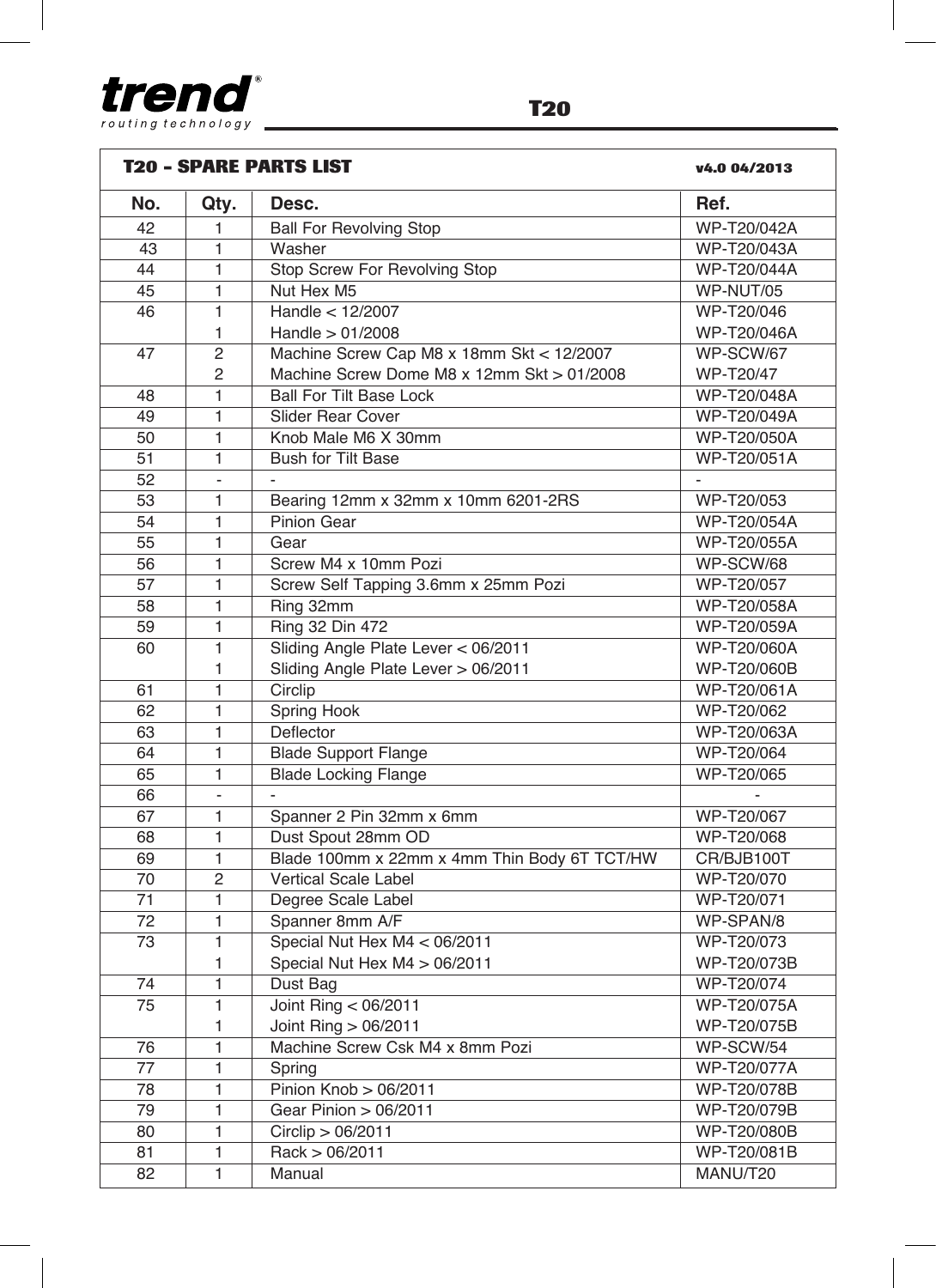## T20 - SPARE PARTS LIST

v4.0 04/2013

| No. | Qty. | Desc. | Ref. |
|---|---|---|---|
| 42 | 1 | Ball For Revolving Stop | WP-T20/042A |
| 43 | 1 | Washer | WP-T20/043A |
| 44 | 1 | Stop Screw For Revolving Stop | WP-T20/044A |
| 45 | 1 | Nut Hex M5 | WP-NUT/05 |
| 46 | 1 | Handle < 12/2007 | WP-T20/046 |
| | 1 | Handle > 01/2008 | WP-T20/046A |
| 47 | 2 | Machine Screw Cap M8 x 18mm Skt < 12/2007 | WP-SCW/67 |
| | 2 | Machine Screw Dome M8 x 12mm Skt > 01/2008 | WP-T20/47 |
| 48 | 1 | Ball For Tilt Base Lock | WP-T20/048A |
| 49 | 1 | Slider Rear Cover | WP-T20/049A |
| 50 | 1 | Knob Male M6 X 30mm | WP-T20/050A |
| 51 | 1 | Bush for Tilt Base | WP-T20/051A |
| 52 | - | - | - |
| 53 | 1 | Bearing 12mm x 32mm x 10mm 6201-2RS | WP-T20/053 |
| 54 | 1 | Pinion Gear | WP-T20/054A |
| 55 | 1 | Gear | WP-T20/055A |
| 56 | 1 | Screw M4 x 10mm Pozi | WP-SCW/68 |
| 57 | 1 | Screw Self Tapping 3.6mm x 25mm Pozi | WP-T20/057 |
| 58 | 1 | Ring 32mm | WP-T20/058A |
| 59 | 1 | Ring 32 Din 472 | WP-T20/059A |
| 60 | 1 | Sliding Angle Plate Lever < 06/2011 | WP-T20/060A |
| | 1 | Sliding Angle Plate Lever > 06/2011 | WP-T20/060B |
| 61 | 1 | Circlip | WP-T20/061A |
| 62 | 1 | Spring Hook | WP-T20/062 |
| 63 | 1 | Deflector | WP-T20/063A |
| 64 | 1 | Blade Support Flange | WP-T20/064 |
| 65 | 1 | Blade Locking Flange | WP-T20/065 |
| 66 | - | - | - |
| 67 | 1 | Spanner 2 Pin 32mm x 6mm | WP-T20/067 |
| 68 | 1 | Dust Spout 28mm OD | WP-T20/068 |
| 69 | 1 | Blade 100mm x 22mm x 4mm Thin Body 6T TCT/HW | CR/BJB100T |
| 70 | 2 | Vertical Scale Label | WP-T20/070 |
| 71 | 1 | Degree Scale Label | WP-T20/071 |
| 72 | 1 | Spanner 8mm A/F | WP-SPAN/8 |
| 73 | 1 | Special Nut Hex M4 < 06/2011 | WP-T20/073 |
| | 1 | Special Nut Hex M4 > 06/2011 | WP-T20/073B |
| 74 | 1 | Dust Bag | WP-T20/074 |
| 75 | 1 | Joint Ring < 06/2011 | WP-T20/075A |
| | 1 | Joint Ring > 06/2011 | WP-T20/075B |
| 76 | 1 | Machine Screw Csk M4 x 8mm Pozi | WP-SCW/54 |
| 77 | 1 | Spring | WP-T20/077A |
| 78 | 1 | Pinion Knob > 06/2011 | WP-T20/078B |
| 79 | 1 | Gear Pinion > 06/2011 | WP-T20/079B |
| 80 | 1 | Circlip > 06/2011 | WP-T20/080B |
| 81 | 1 | Rack > 06/2011 | WP-T20/081B |
| 82 | 1 | Manual | MANU/T20 |